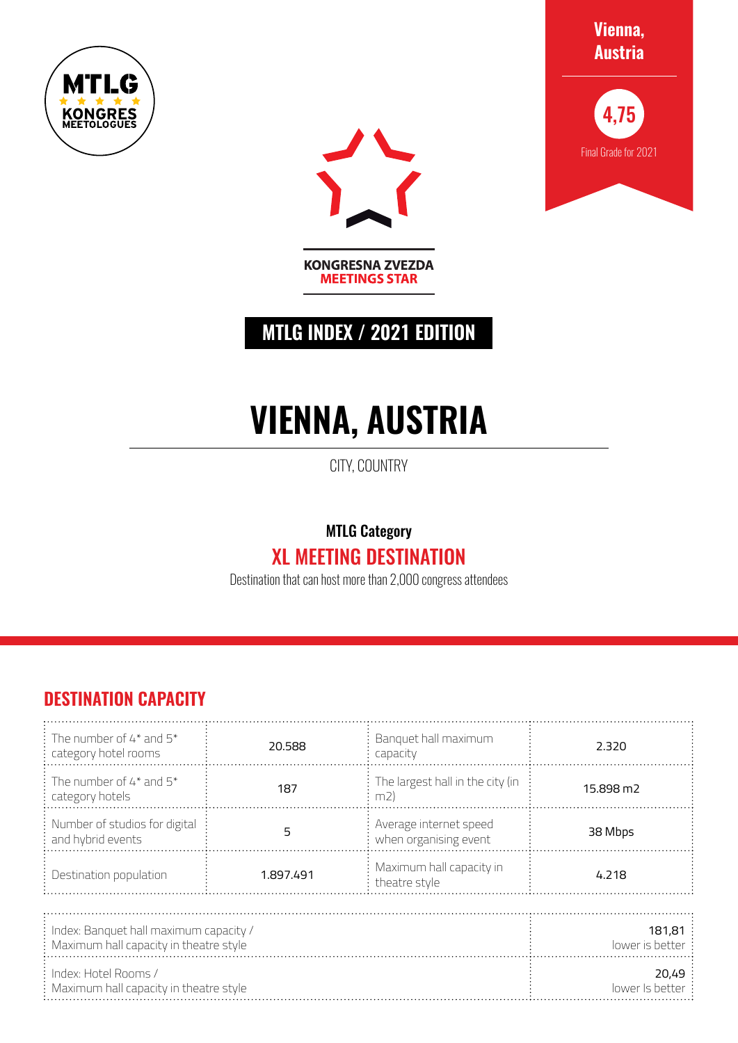MTLG KONGRES MEETOLOGUES

**Vienna, Austria**

**4,75**

Final Grade for 2021

KONGRESNA ZVEZDA
**MEETINGS STAR**

## MTLG INDEX / 2021 EDITION

# VIENNA, AUSTRIA

CITY, COUNTRY

**MTLG Category**

## XL MEETING DESTINATION

Destination that can host more than 2,000 congress attendees

## DESTINATION CAPACITY

| | | | |
|---|---|---|---|
| The number of 4* and 5* category hotel rooms | 20.588 | Banquet hall maximum capacity | 2.320 |
| The number of 4* and 5* category hotels | 187 | The largest hall in the city (in m2) | 15.898 m2 |
| Number of studios for digital and hybrid events | 5 | Average internet speed when organising event | 38 Mbps |
| Destination population | 1.897.491 | Maximum hall capacity in theatre style | 4.218 |

| | |
|---|---|
| Index: Banquet hall maximum capacity / Maximum hall capacity in theatre style | 181,81 lower is better |
| Index: Hotel Rooms / Maximum hall capacity in theatre style | 20,49 lower Is better |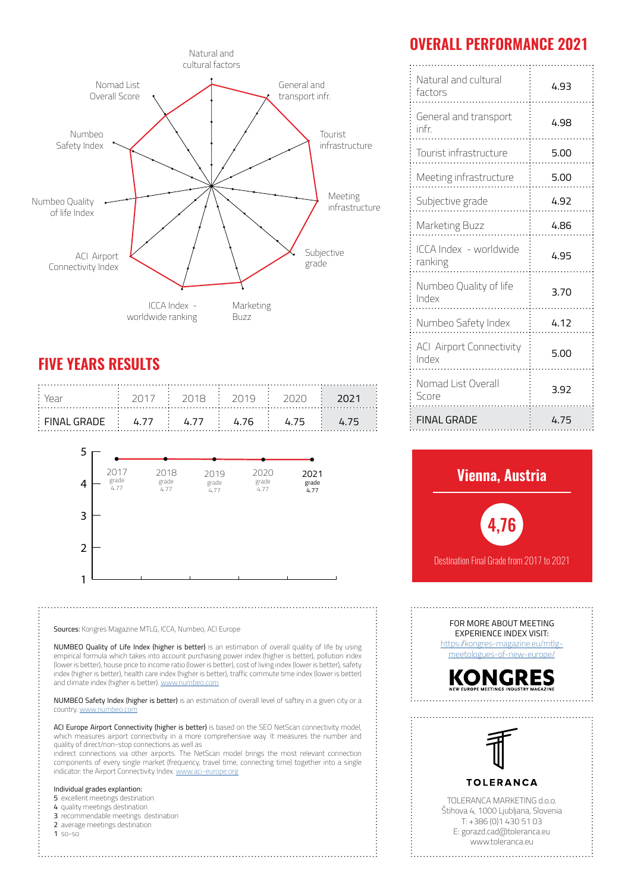Natural and cultural factors

General and transport infr.

Tourist infrastructure

Meeting infrastructure

Subjective grade

Marketing Buzz

ICCA Index - worldwide ranking

ACI Airport Connectivity Index

Numbeo Quality of life Index

Numbeo Safety Index

Nomad List Overall Score

## OVERALL PERFORMANCE 2021

| | |
|---|---|
| Natural and cultural factors | 4.93 |
| General and transport infr. | 4.98 |
| Tourist infrastructure | 5.00 |
| Meeting infrastructure | 5.00 |
| Subjective grade | 4.92 |
| Marketing Buzz | 4.86 |
| ICCA Index - worldwide ranking | 4.95 |
| Numbeo Quality of life Index | 3.70 |
| Numbeo Safety Index | 4.12 |
| ACI Airport Connectivity Index | 5.00 |
| Nomad List Overall Score | 3.92 |
| FINAL GRADE | 4.75 |

## FIVE YEARS RESULTS

| Year | 2017 | 2018 | 2019 | 2020 | 2021 |
|---|---|---|---|---|---|
| FINAL GRADE | 4.77 | 4.77 | 4.76 | 4.75 | 4.75 |

5
4
3
2
1

2017 grade 4.77

2018 grade 4.77

2019 grade 4.77

2020 grade 4.77

2021 grade 4.77

## Vienna, Austria

**4,76**

Destination Final Grade from 2017 to 2021

Sources: Kongres Magazine MTLG, ICCA, Numbeo, ACI Europe

**NUMBEO Quality of Life Index (higher is better)** is an estimation of overall quality of life by using empirical formula which takes into account purchasing power index (higher is better), pollution index (lower is better), house price to income ratio (lower is better), cost of living index (lower is better), safety index (higher is better), health care index (higher is better), traffic commute time index (lower is better) and climate index (higher is better). www.numbeo.com

**NUMBEO Safety Index (higher is better)** is an estimation of overall level of saftey in a given city or a country. www.numbeo.com

**ACI Europe Airport Connectivity (higher is better)** is based on the SEO NetScan connectivity model, which measures airport connectivity in a more comprehensive way. It measures the number and quality of direct/non-stop connections as well as
indirect connections via other airports. The NetScan model brings the most relevant connection components of every single market (frequency, travel time, connecting time) together into a single indicator: the Airport Connectivity Index. www.aci-europe.org

Individual grades explanation:
- 5 excellent meetings destination
- 4 quality meetings destination
- 3 recommendable meetings destination
- 2 average meetings destination
- 1 so-so

FOR MORE ABOUT MEETING EXPERIENCE INDEX VISIT:
https://kongres-magazine.eu/mtlg-meetologues-of-new-europe/

KONGRES
NEW EUROPE MEETINGS INDUSTRY MAGAZINE

TOLERANCA

TOLERANCA MARKETING d.o.o.
Štihova 4, 1000 Ljubljana, Slovenia
T: +386 (0)1 430 51 03
E: gorazd.cad@toleranca.eu
www.toleranca.eu